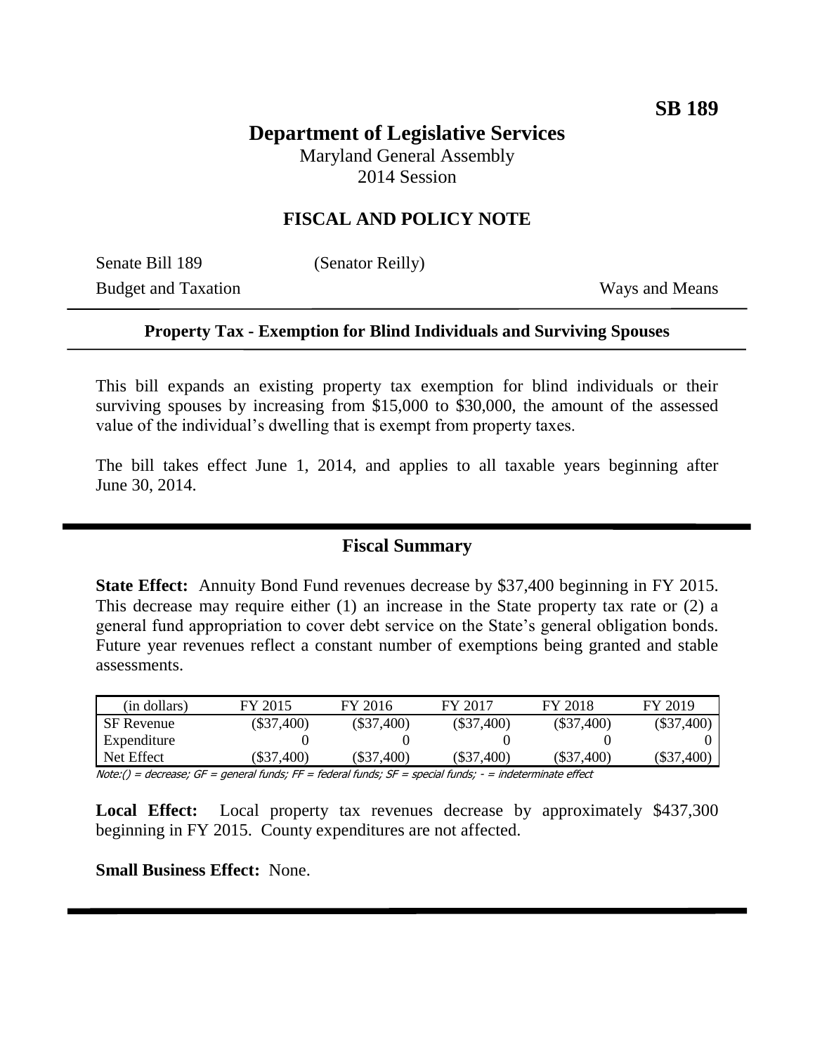**SB 189**

# Department of Legislative Services

Maryland General Assembly
2014 Session

## FISCAL AND POLICY NOTE

Senate Bill 189 (Senator Reilly)
Budget and Taxation Ways and Means

### Property Tax - Exemption for Blind Individuals and Surviving Spouses

This bill expands an existing property tax exemption for blind individuals or their surviving spouses by increasing from $15,000 to $30,000, the amount of the assessed value of the individual's dwelling that is exempt from property taxes.

The bill takes effect June 1, 2014, and applies to all taxable years beginning after June 30, 2014.

## Fiscal Summary

**State Effect:** Annuity Bond Fund revenues decrease by $37,400 beginning in FY 2015. This decrease may require either (1) an increase in the State property tax rate or (2) a general fund appropriation to cover debt service on the State's general obligation bonds. Future year revenues reflect a constant number of exemptions being granted and stable assessments.

| (in dollars) | FY 2015 | FY 2016 | FY 2017 | FY 2018 | FY 2019 |
|---|---|---|---|---|---|
| SF Revenue | ($37,400) | ($37,400) | ($37,400) | ($37,400) | ($37,400) |
| Expenditure | 0 | 0 | 0 | 0 | 0 |
| Net Effect | ($37,400) | ($37,400) | ($37,400) | ($37,400) | ($37,400) |

*Note:() = decrease; GF = general funds; FF = federal funds; SF = special funds; - = indeterminate effect*

**Local Effect:** Local property tax revenues decrease by approximately $437,300 beginning in FY 2015. County expenditures are not affected.

**Small Business Effect:** None.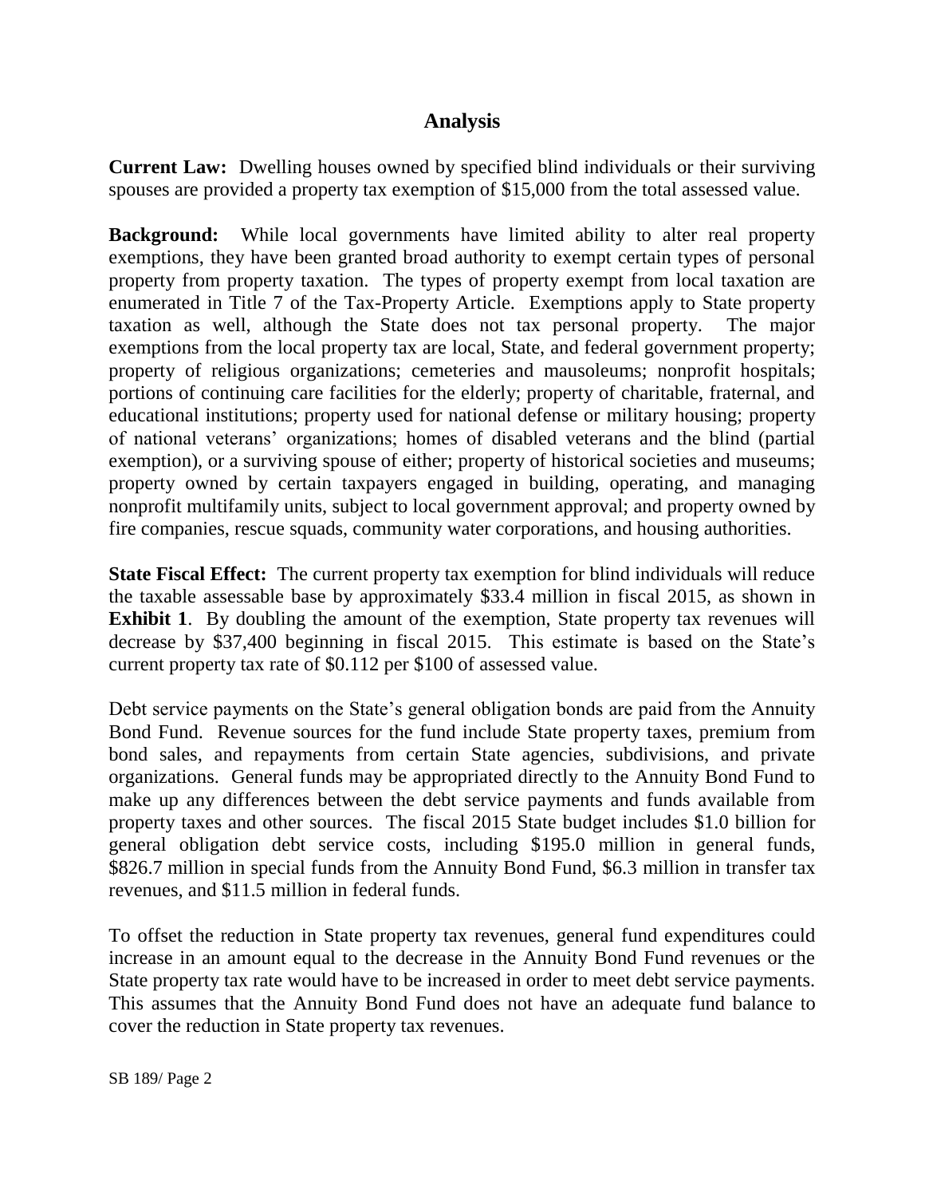## Analysis

**Current Law:** Dwelling houses owned by specified blind individuals or their surviving spouses are provided a property tax exemption of $15,000 from the total assessed value.

**Background:** While local governments have limited ability to alter real property exemptions, they have been granted broad authority to exempt certain types of personal property from property taxation. The types of property exempt from local taxation are enumerated in Title 7 of the Tax-Property Article. Exemptions apply to State property taxation as well, although the State does not tax personal property. The major exemptions from the local property tax are local, State, and federal government property; property of religious organizations; cemeteries and mausoleums; nonprofit hospitals; portions of continuing care facilities for the elderly; property of charitable, fraternal, and educational institutions; property used for national defense or military housing; property of national veterans' organizations; homes of disabled veterans and the blind (partial exemption), or a surviving spouse of either; property of historical societies and museums; property owned by certain taxpayers engaged in building, operating, and managing nonprofit multifamily units, subject to local government approval; and property owned by fire companies, rescue squads, community water corporations, and housing authorities.

**State Fiscal Effect:** The current property tax exemption for blind individuals will reduce the taxable assessable base by approximately $33.4 million in fiscal 2015, as shown in **Exhibit 1**. By doubling the amount of the exemption, State property tax revenues will decrease by $37,400 beginning in fiscal 2015. This estimate is based on the State's current property tax rate of $0.112 per $100 of assessed value.

Debt service payments on the State's general obligation bonds are paid from the Annuity Bond Fund. Revenue sources for the fund include State property taxes, premium from bond sales, and repayments from certain State agencies, subdivisions, and private organizations. General funds may be appropriated directly to the Annuity Bond Fund to make up any differences between the debt service payments and funds available from property taxes and other sources. The fiscal 2015 State budget includes $1.0 billion for general obligation debt service costs, including $195.0 million in general funds, $826.7 million in special funds from the Annuity Bond Fund, $6.3 million in transfer tax revenues, and $11.5 million in federal funds.

To offset the reduction in State property tax revenues, general fund expenditures could increase in an amount equal to the decrease in the Annuity Bond Fund revenues or the State property tax rate would have to be increased in order to meet debt service payments. This assumes that the Annuity Bond Fund does not have an adequate fund balance to cover the reduction in State property tax revenues.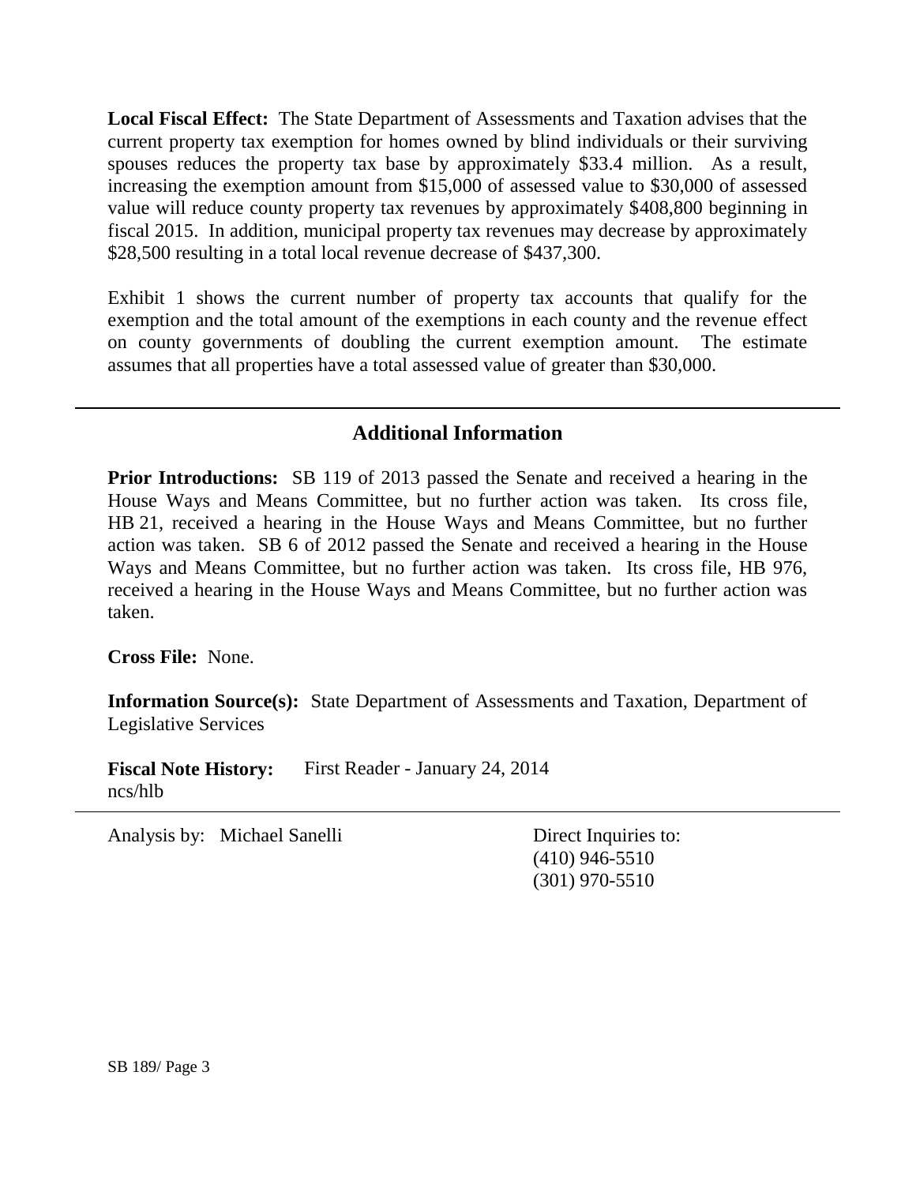**Local Fiscal Effect:** The State Department of Assessments and Taxation advises that the current property tax exemption for homes owned by blind individuals or their surviving spouses reduces the property tax base by approximately $33.4 million. As a result, increasing the exemption amount from $15,000 of assessed value to $30,000 of assessed value will reduce county property tax revenues by approximately $408,800 beginning in fiscal 2015. In addition, municipal property tax revenues may decrease by approximately $28,500 resulting in a total local revenue decrease of $437,300.

Exhibit 1 shows the current number of property tax accounts that qualify for the exemption and the total amount of the exemptions in each county and the revenue effect on county governments of doubling the current exemption amount. The estimate assumes that all properties have a total assessed value of greater than $30,000.

---

## Additional Information

**Prior Introductions:** SB 119 of 2013 passed the Senate and received a hearing in the House Ways and Means Committee, but no further action was taken. Its cross file, HB 21, received a hearing in the House Ways and Means Committee, but no further action was taken. SB 6 of 2012 passed the Senate and received a hearing in the House Ways and Means Committee, but no further action was taken. Its cross file, HB 976, received a hearing in the House Ways and Means Committee, but no further action was taken.

**Cross File:** None.

**Information Source(s):** State Department of Assessments and Taxation, Department of Legislative Services

**Fiscal Note History:** First Reader - January 24, 2014
ncs/hlb

---

Analysis by: Michael Sanelli

Direct Inquiries to:
(410) 946-5510
(301) 970-5510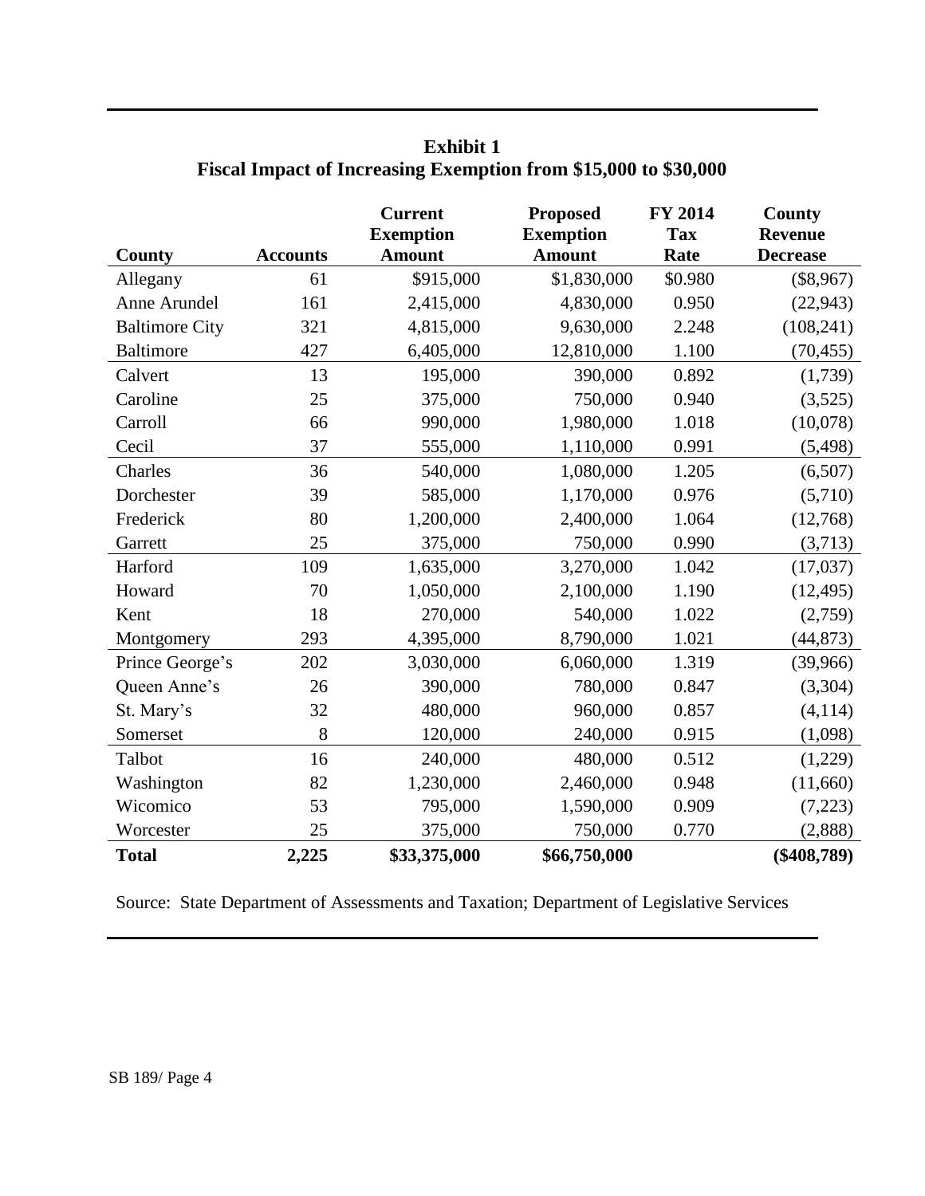**Exhibit 1**
**Fiscal Impact of Increasing Exemption from $15,000 to $30,000**

| County | Accounts | Current Exemption Amount | Proposed Exemption Amount | FY 2014 Tax Rate | County Revenue Decrease |
|---|---|---|---|---|---|
| Allegany | 61 | $915,000 | $1,830,000 | $0.980 | ($8,967) |
| Anne Arundel | 161 | 2,415,000 | 4,830,000 | 0.950 | (22,943) |
| Baltimore City | 321 | 4,815,000 | 9,630,000 | 2.248 | (108,241) |
| Baltimore | 427 | 6,405,000 | 12,810,000 | 1.100 | (70,455) |
| Calvert | 13 | 195,000 | 390,000 | 0.892 | (1,739) |
| Caroline | 25 | 375,000 | 750,000 | 0.940 | (3,525) |
| Carroll | 66 | 990,000 | 1,980,000 | 1.018 | (10,078) |
| Cecil | 37 | 555,000 | 1,110,000 | 0.991 | (5,498) |
| Charles | 36 | 540,000 | 1,080,000 | 1.205 | (6,507) |
| Dorchester | 39 | 585,000 | 1,170,000 | 0.976 | (5,710) |
| Frederick | 80 | 1,200,000 | 2,400,000 | 1.064 | (12,768) |
| Garrett | 25 | 375,000 | 750,000 | 0.990 | (3,713) |
| Harford | 109 | 1,635,000 | 3,270,000 | 1.042 | (17,037) |
| Howard | 70 | 1,050,000 | 2,100,000 | 1.190 | (12,495) |
| Kent | 18 | 270,000 | 540,000 | 1.022 | (2,759) |
| Montgomery | 293 | 4,395,000 | 8,790,000 | 1.021 | (44,873) |
| Prince George's | 202 | 3,030,000 | 6,060,000 | 1.319 | (39,966) |
| Queen Anne's | 26 | 390,000 | 780,000 | 0.847 | (3,304) |
| St. Mary's | 32 | 480,000 | 960,000 | 0.857 | (4,114) |
| Somerset | 8 | 120,000 | 240,000 | 0.915 | (1,098) |
| Talbot | 16 | 240,000 | 480,000 | 0.512 | (1,229) |
| Washington | 82 | 1,230,000 | 2,460,000 | 0.948 | (11,660) |
| Wicomico | 53 | 795,000 | 1,590,000 | 0.909 | (7,223) |
| Worcester | 25 | 375,000 | 750,000 | 0.770 | (2,888) |
| **Total** | **2,225** | **$33,375,000** | **$66,750,000** | | **($408,789)** |

Source: State Department of Assessments and Taxation; Department of Legislative Services